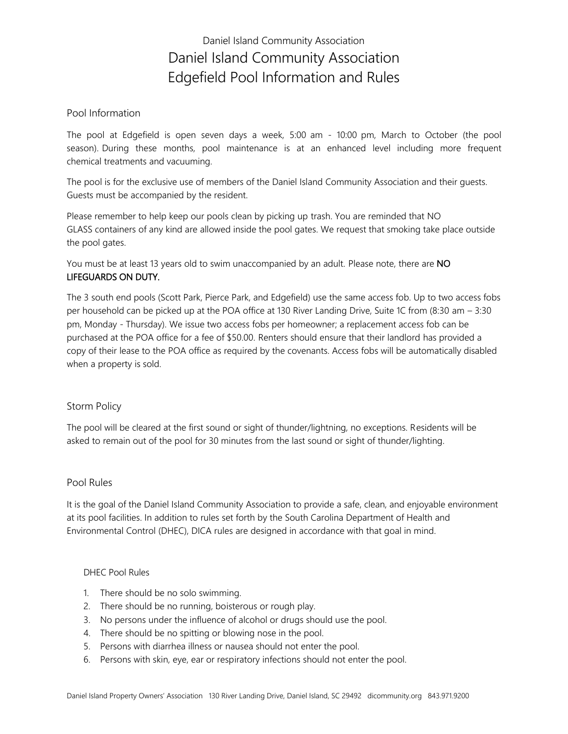Daniel Island Community Association

# Daniel Island Community Association
# Edgefield Pool Information and Rules

## Pool Information

The pool at Edgefield is open seven days a week, 5:00 am - 10:00 pm, March to October (the pool season). During these months, pool maintenance is at an enhanced level including more frequent chemical treatments and vacuuming.

The pool is for the exclusive use of members of the Daniel Island Community Association and their guests. Guests must be accompanied by the resident.

Please remember to help keep our pools clean by picking up trash. You are reminded that NO GLASS containers of any kind are allowed inside the pool gates. We request that smoking take place outside the pool gates.

You must be at least 13 years old to swim unaccompanied by an adult. Please note, there are **NO LIFEGUARDS ON DUTY.**

The 3 south end pools (Scott Park, Pierce Park, and Edgefield) use the same access fob. Up to two access fobs per household can be picked up at the POA office at 130 River Landing Drive, Suite 1C from (8:30 am – 3:30 pm, Monday - Thursday). We issue two access fobs per homeowner; a replacement access fob can be purchased at the POA office for a fee of $50.00. Renters should ensure that their landlord has provided a copy of their lease to the POA office as required by the covenants. Access fobs will be automatically disabled when a property is sold.

## Storm Policy

The pool will be cleared at the first sound or sight of thunder/lightning, no exceptions. Residents will be asked to remain out of the pool for 30 minutes from the last sound or sight of thunder/lighting.

## Pool Rules

It is the goal of the Daniel Island Community Association to provide a safe, clean, and enjoyable environment at its pool facilities. In addition to rules set forth by the South Carolina Department of Health and Environmental Control (DHEC), DICA rules are designed in accordance with that goal in mind.

### DHEC Pool Rules

1. There should be no solo swimming.
2. There should be no running, boisterous or rough play.
3. No persons under the influence of alcohol or drugs should use the pool.
4. There should be no spitting or blowing nose in the pool.
5. Persons with diarrhea illness or nausea should not enter the pool.
6. Persons with skin, eye, ear or respiratory infections should not enter the pool.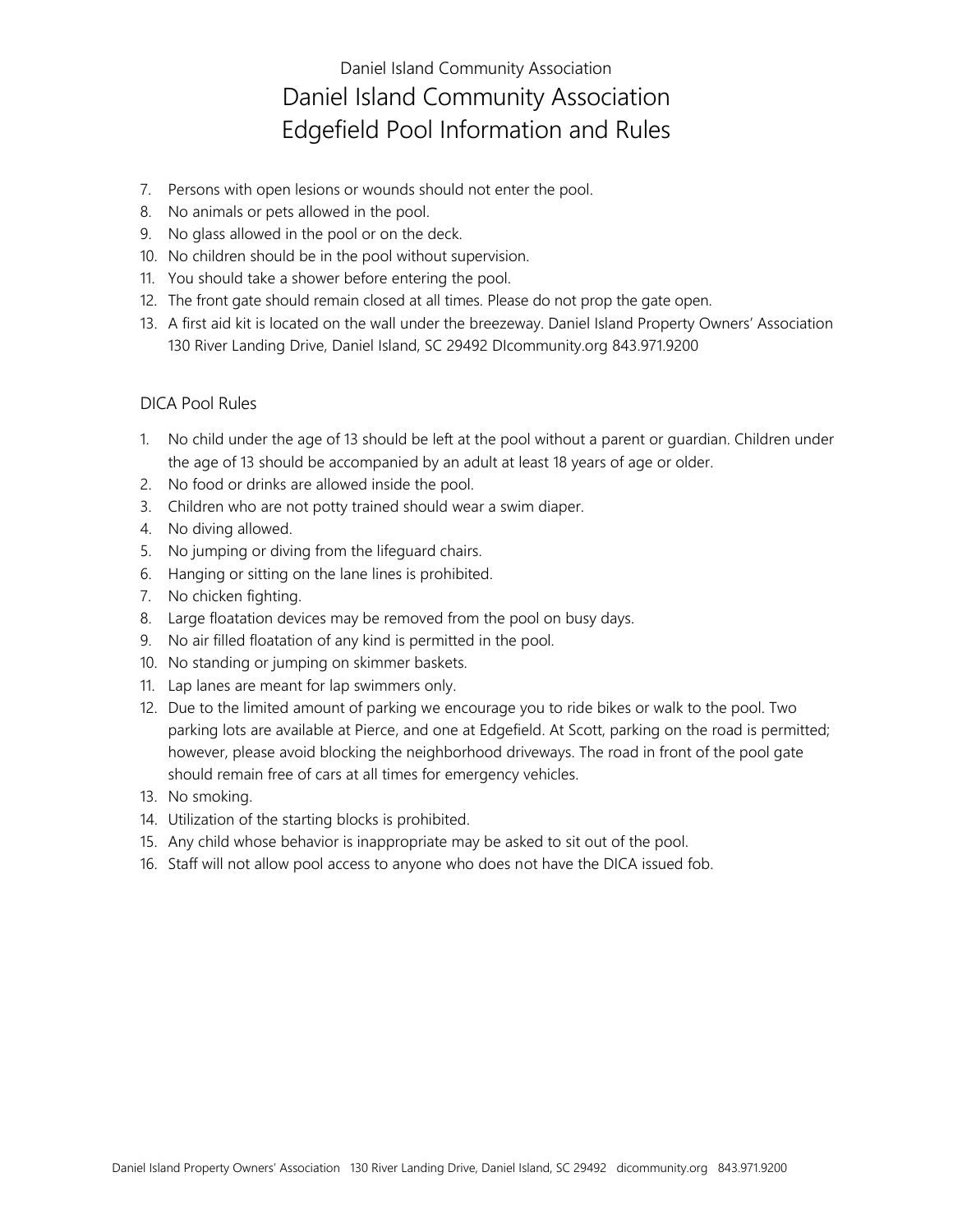# Daniel Island Community Association
# Edgefield Pool Information and Rules

7. Persons with open lesions or wounds should not enter the pool.
8. No animals or pets allowed in the pool.
9. No glass allowed in the pool or on the deck.
10. No children should be in the pool without supervision.
11. You should take a shower before entering the pool.
12. The front gate should remain closed at all times. Please do not prop the gate open.
13. A first aid kit is located on the wall under the breezeway. Daniel Island Property Owners' Association 130 River Landing Drive, Daniel Island, SC 29492 DIcommunity.org 843.971.9200

## DICA Pool Rules

1. No child under the age of 13 should be left at the pool without a parent or guardian. Children under the age of 13 should be accompanied by an adult at least 18 years of age or older.
2. No food or drinks are allowed inside the pool.
3. Children who are not potty trained should wear a swim diaper.
4. No diving allowed.
5. No jumping or diving from the lifeguard chairs.
6. Hanging or sitting on the lane lines is prohibited.
7. No chicken fighting.
8. Large floatation devices may be removed from the pool on busy days.
9. No air filled floatation of any kind is permitted in the pool.
10. No standing or jumping on skimmer baskets.
11. Lap lanes are meant for lap swimmers only.
12. Due to the limited amount of parking we encourage you to ride bikes or walk to the pool. Two parking lots are available at Pierce, and one at Edgefield. At Scott, parking on the road is permitted; however, please avoid blocking the neighborhood driveways. The road in front of the pool gate should remain free of cars at all times for emergency vehicles.
13. No smoking.
14. Utilization of the starting blocks is prohibited.
15. Any child whose behavior is inappropriate may be asked to sit out of the pool.
16. Staff will not allow pool access to anyone who does not have the DICA issued fob.